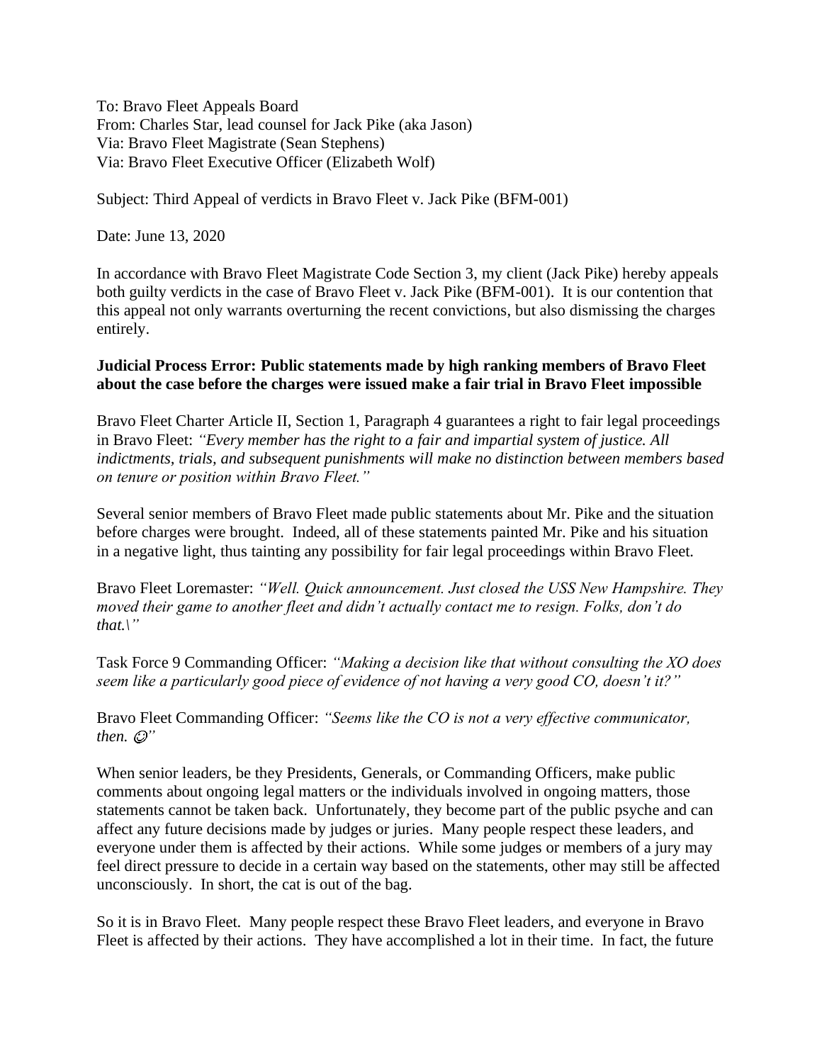To: Bravo Fleet Appeals Board
From: Charles Star, lead counsel for Jack Pike (aka Jason)
Via: Bravo Fleet Magistrate (Sean Stephens)
Via: Bravo Fleet Executive Officer (Elizabeth Wolf)

Subject: Third Appeal of verdicts in Bravo Fleet v. Jack Pike (BFM-001)

Date: June 13, 2020

In accordance with Bravo Fleet Magistrate Code Section 3, my client (Jack Pike) hereby appeals both guilty verdicts in the case of Bravo Fleet v. Jack Pike (BFM-001). It is our contention that this appeal not only warrants overturning the recent convictions, but also dismissing the charges entirely.

**Judicial Process Error: Public statements made by high ranking members of Bravo Fleet about the case before the charges were issued make a fair trial in Bravo Fleet impossible**

Bravo Fleet Charter Article II, Section 1, Paragraph 4 guarantees a right to fair legal proceedings in Bravo Fleet: *"Every member has the right to a fair and impartial system of justice. All indictments, trials, and subsequent punishments will make no distinction between members based on tenure or position within Bravo Fleet."*

Several senior members of Bravo Fleet made public statements about Mr. Pike and the situation before charges were brought. Indeed, all of these statements painted Mr. Pike and his situation in a negative light, thus tainting any possibility for fair legal proceedings within Bravo Fleet.

Bravo Fleet Loremaster: *"Well. Quick announcement. Just closed the USS New Hampshire. They moved their game to another fleet and didn't actually contact me to resign. Folks, don't do that.\"*

Task Force 9 Commanding Officer: *"Making a decision like that without consulting the XO does seem like a particularly good piece of evidence of not having a very good CO, doesn't it?"*

Bravo Fleet Commanding Officer: *"Seems like the CO is not a very effective communicator, then. ☺"*

When senior leaders, be they Presidents, Generals, or Commanding Officers, make public comments about ongoing legal matters or the individuals involved in ongoing matters, those statements cannot be taken back. Unfortunately, they become part of the public psyche and can affect any future decisions made by judges or juries. Many people respect these leaders, and everyone under them is affected by their actions. While some judges or members of a jury may feel direct pressure to decide in a certain way based on the statements, other may still be affected unconsciously. In short, the cat is out of the bag.

So it is in Bravo Fleet. Many people respect these Bravo Fleet leaders, and everyone in Bravo Fleet is affected by their actions. They have accomplished a lot in their time. In fact, the future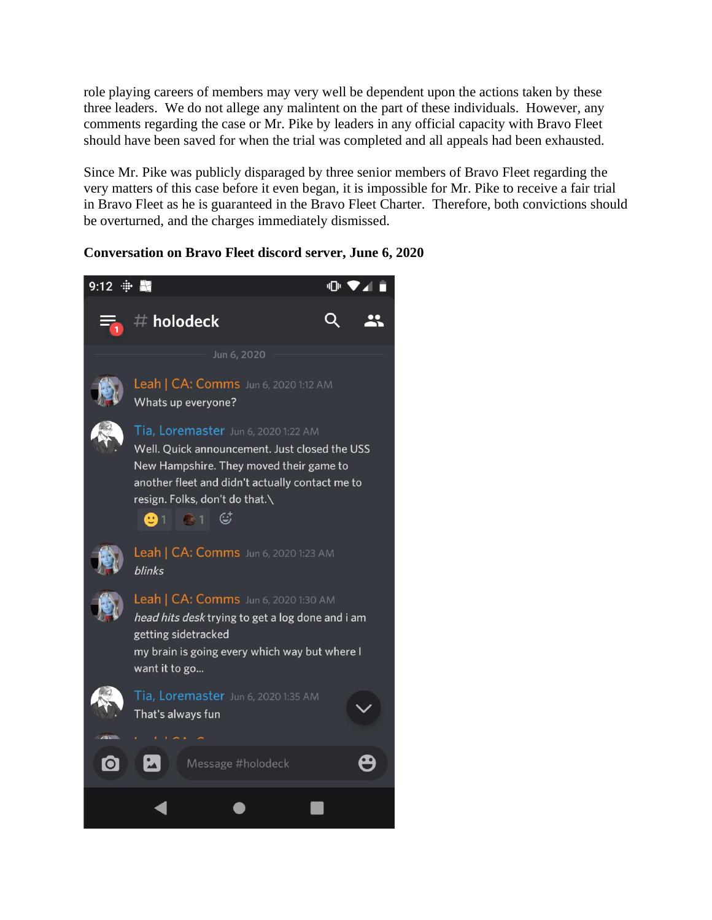role playing careers of members may very well be dependent upon the actions taken by these three leaders. We do not allege any malintent on the part of these individuals. However, any comments regarding the case or Mr. Pike by leaders in any official capacity with Bravo Fleet should have been saved for when the trial was completed and all appeals had been exhausted.

Since Mr. Pike was publicly disparaged by three senior members of Bravo Fleet regarding the very matters of this case before it even began, it is impossible for Mr. Pike to receive a fair trial in Bravo Fleet as he is guaranteed in the Bravo Fleet Charter. Therefore, both convictions should be overturned, and the charges immediately dismissed.

**Conversation on Bravo Fleet discord server, June 6, 2020**

# holodeck

Jun 6, 2020

**Leah | CA: Comms** Jun 6, 2020 1:12 AM
Whats up everyone?

**Tia, Loremaster** Jun 6, 2020 1:22 AM
Well. Quick announcement. Just closed the USS New Hampshire. They moved their game to another fleet and didn't actually contact me to resign. Folks, don't do that.\

**Leah | CA: Comms** Jun 6, 2020 1:23 AM
*blinks*

**Leah | CA: Comms** Jun 6, 2020 1:30 AM
*head hits desk* trying to get a log done and i am getting sidetracked
my brain is going every which way but where I want it to go...

**Tia, Loremaster** Jun 6, 2020 1:35 AM
That's always fun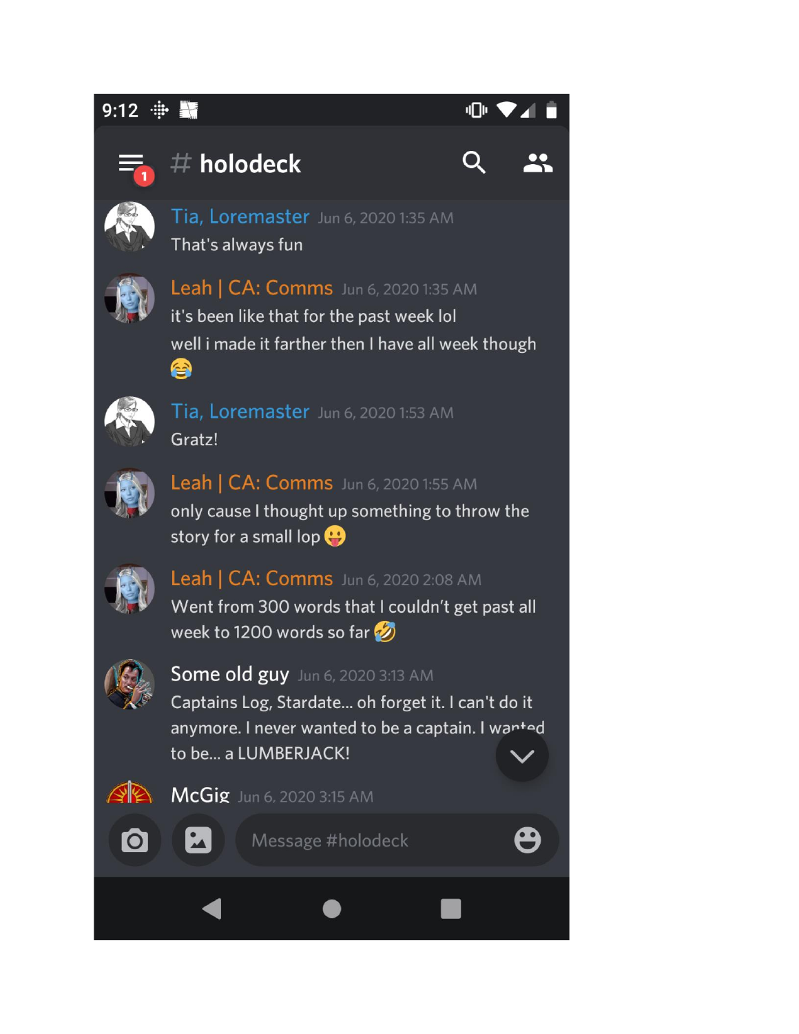# holodeck

**Tia, Loremaster** Jun 6, 2020 1:35 AM

That's always fun

**Leah | CA: Comms** Jun 6, 2020 1:35 AM

it's been like that for the past week lol

well i made it farther then I have all week though 😂

**Tia, Loremaster** Jun 6, 2020 1:53 AM

Gratz!

**Leah | CA: Comms** Jun 6, 2020 1:55 AM

only cause I thought up something to throw the story for a small lop 😛

**Leah | CA: Comms** Jun 6, 2020 2:08 AM

Went from 300 words that I couldn't get past all week to 1200 words so far 🤣

**Some old guy** Jun 6, 2020 3:13 AM

Captains Log, Stardate... oh forget it. I can't do it anymore. I never wanted to be a captain. I wanted to be... a LUMBERJACK!

**McGig** Jun 6, 2020 3:15 AM

Message #holodeck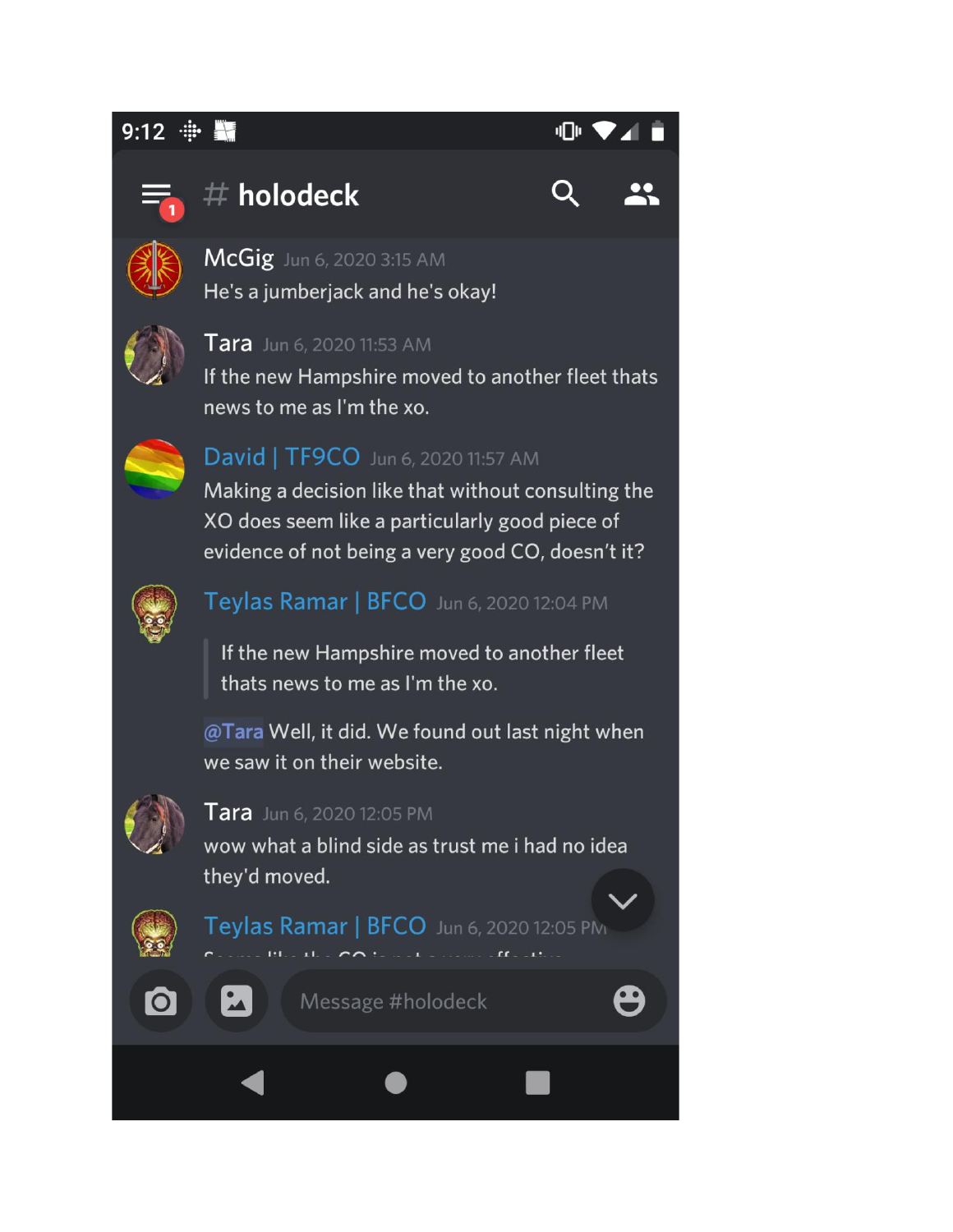9:12

# holodeck

**McGig** Jun 6, 2020 3:15 AM
He's a jumberjack and he's okay!

**Tara** Jun 6, 2020 11:53 AM
If the new Hampshire moved to another fleet thats news to me as I'm the xo.

**David | TF9CO** Jun 6, 2020 11:57 AM
Making a decision like that without consulting the XO does seem like a particularly good piece of evidence of not being a very good CO, doesn't it?

**Teylas Ramar | BFCO** Jun 6, 2020 12:04 PM

> If the new Hampshire moved to another fleet thats news to me as I'm the xo.

@Tara Well, it did. We found out last night when we saw it on their website.

**Tara** Jun 6, 2020 12:05 PM
wow what a blind side as trust me i had no idea they'd moved.

**Teylas Ramar | BFCO** Jun 6, 2020 12:05 PM

Message #holodeck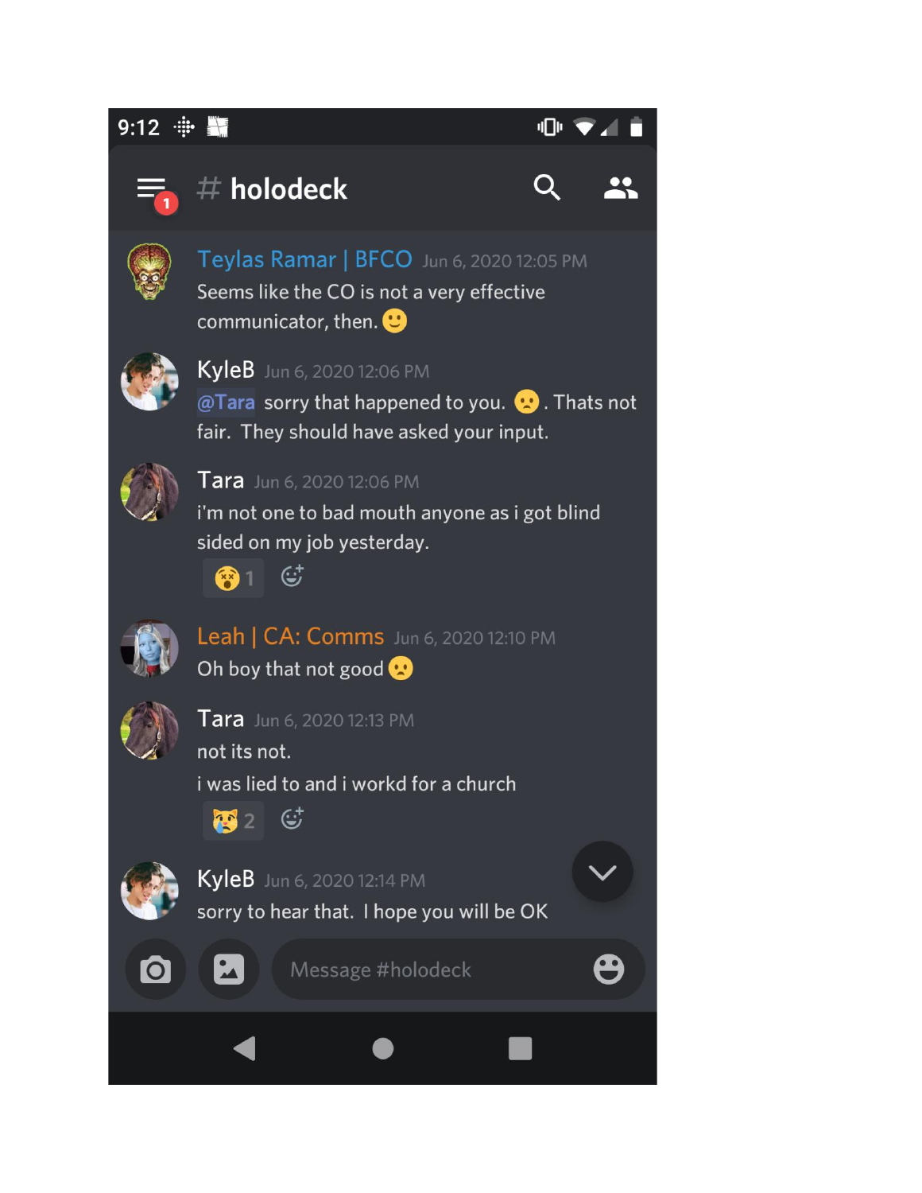9:12

# holodeck

**Teylas Ramar | BFCO** Jun 6, 2020 12:05 PM

Seems like the CO is not a very effective communicator, then. 🙂

**KyleB** Jun 6, 2020 12:06 PM

@Tara sorry that happened to you. 🙁 . Thats not fair. They should have asked your input.

**Tara** Jun 6, 2020 12:06 PM

i'm not one to bad mouth anyone as i got blind sided on my job yesterday.

😵 1

**Leah | CA: Comms** Jun 6, 2020 12:10 PM

Oh boy that not good 🙁

**Tara** Jun 6, 2020 12:13 PM

not its not.

i was lied to and i workd for a church

😿 2

**KyleB** Jun 6, 2020 12:14 PM

sorry to hear that. I hope you will be OK

Message #holodeck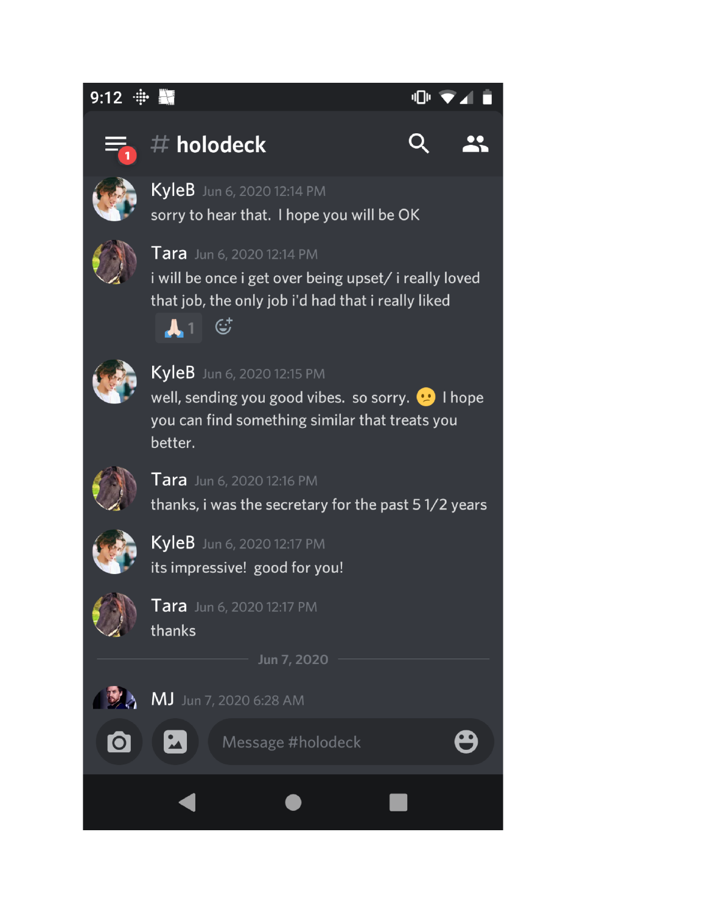9:12

# holodeck

**KyleB** Jun 6, 2020 12:14 PM
sorry to hear that. I hope you will be OK

**Tara** Jun 6, 2020 12:14 PM
i will be once i get over being upset/ i really loved that job, the only job i'd had that i really liked

🙏 1

**KyleB** Jun 6, 2020 12:15 PM
well, sending you good vibes. so sorry. 😕 I hope you can find something similar that treats you better.

**Tara** Jun 6, 2020 12:16 PM
thanks, i was the secretary for the past 5 1/2 years

**KyleB** Jun 6, 2020 12:17 PM
its impressive! good for you!

**Tara** Jun 6, 2020 12:17 PM
thanks

Jun 7, 2020

**MJ** Jun 7, 2020 6:28 AM

Message #holodeck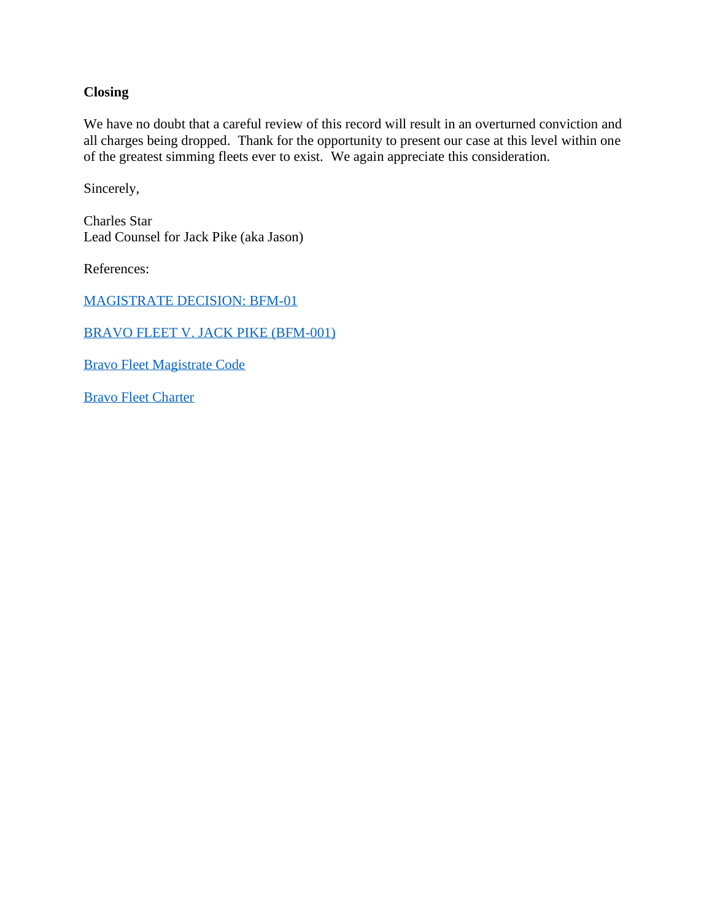**Closing**

We have no doubt that a careful review of this record will result in an overturned conviction and all charges being dropped. Thank for the opportunity to present our case at this level within one of the greatest simming fleets ever to exist. We again appreciate this consideration.

Sincerely,

Charles Star
Lead Counsel for Jack Pike (aka Jason)

References:

MAGISTRATE DECISION: BFM-01

BRAVO FLEET V. JACK PIKE (BFM-001)

Bravo Fleet Magistrate Code

Bravo Fleet Charter